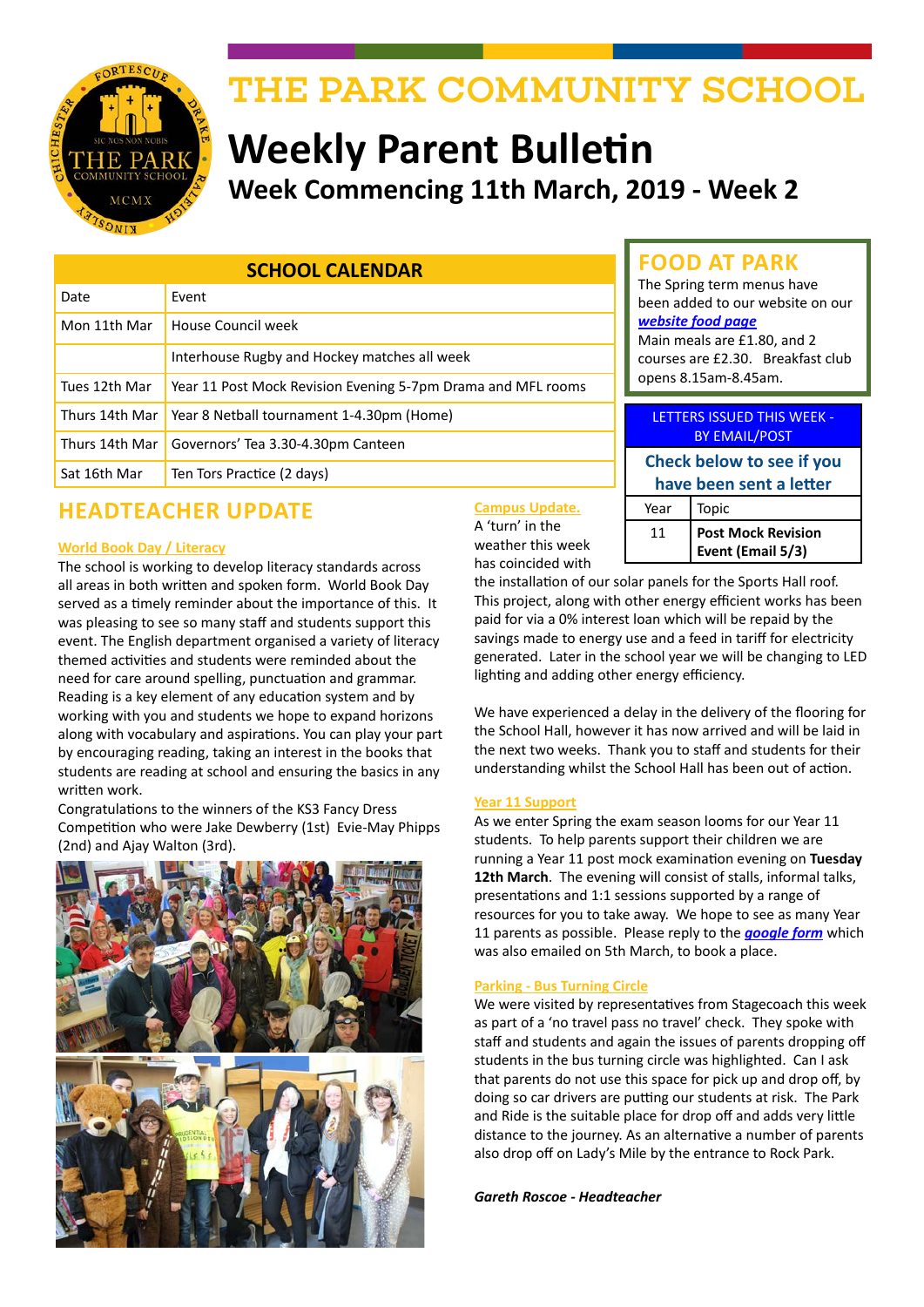# THE PARK COMMUNITY SCHOOL

# Weekly Parent Bulletin

## Week Commencing 11th March, 2019 - Week 2

| SCHOOL CALENDAR | |
|---|---|
| Date | Event |
| Mon 11th Mar | House Council week |
| | Interhouse Rugby and Hockey matches all week |
| Tues 12th Mar | Year 11 Post Mock Revision Evening 5-7pm Drama and MFL rooms |
| Thurs 14th Mar | Year 8 Netball tournament 1-4.30pm (Home) |
| Thurs 14th Mar | Governors' Tea 3.30-4.30pm Canteen |
| Sat 16th Mar | Ten Tors Practice (2 days) |

## FOOD AT PARK

The Spring term menus have been added to our website on our ***website food page***

Main meals are £1.80, and 2 courses are £2.30. Breakfast club opens 8.15am-8.45am.

| LETTERS ISSUED THIS WEEK - BY EMAIL/POST | |
|---|---|
| **Check below to see if you have been sent a letter** | |
| Year | Topic |
| 11 | **Post Mock Revision Event (Email 5/3)** |

## HEADTEACHER UPDATE

### World Book Day / Literacy

The school is working to develop literacy standards across all areas in both written and spoken form. World Book Day served as a timely reminder about the importance of this. It was pleasing to see so many staff and students support this event. The English department organised a variety of literacy themed activities and students were reminded about the need for care around spelling, punctuation and grammar. Reading is a key element of any education system and by working with you and students we hope to expand horizons along with vocabulary and aspirations. You can play your part by encouraging reading, taking an interest in the books that students are reading at school and ensuring the basics in any written work.

Congratulations to the winners of the KS3 Fancy Dress Competition who were Jake Dewberry (1st) Evie-May Phipps (2nd) and Ajay Walton (3rd).

### Campus Update.

A 'turn' in the weather this week has coincided with the installation of our solar panels for the Sports Hall roof. This project, along with other energy efficient works has been paid for via a 0% interest loan which will be repaid by the savings made to energy use and a feed in tariff for electricity generated. Later in the school year we will be changing to LED lighting and adding other energy efficiency.

We have experienced a delay in the delivery of the flooring for the School Hall, however it has now arrived and will be laid in the next two weeks. Thank you to staff and students for their understanding whilst the School Hall has been out of action.

### Year 11 Support

As we enter Spring the exam season looms for our Year 11 students. To help parents support their children we are running a Year 11 post mock examination evening on **Tuesday 12th March**. The evening will consist of stalls, informal talks, presentations and 1:1 sessions supported by a range of resources for you to take away. We hope to see as many Year 11 parents as possible. Please reply to the ***google form*** which was also emailed on 5th March, to book a place.

### Parking - Bus Turning Circle

We were visited by representatives from Stagecoach this week as part of a 'no travel pass no travel' check. They spoke with staff and students and again the issues of parents dropping off students in the bus turning circle was highlighted. Can I ask that parents do not use this space for pick up and drop off, by doing so car drivers are putting our students at risk. The Park and Ride is the suitable place for drop off and adds very little distance to the journey. As an alternative a number of parents also drop off on Lady's Mile by the entrance to Rock Park.

***Gareth Roscoe - Headteacher***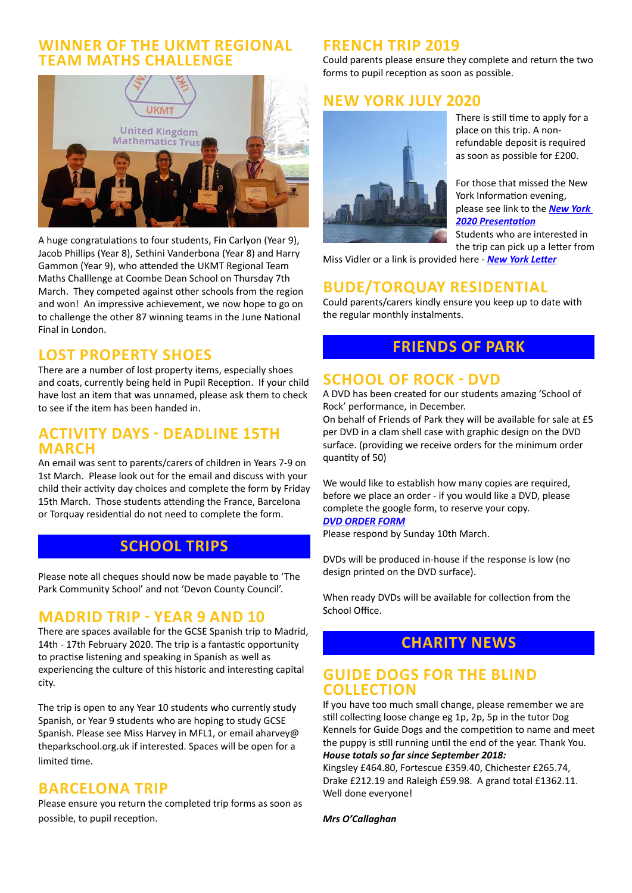## WINNER OF THE UKMT REGIONAL TEAM MATHS CHALLENGE

A huge congratulations to four students, Fin Carlyon (Year 9), Jacob Phillips (Year 8), Sethini Vanderbona (Year 8) and Harry Gammon (Year 9), who attended the UKMT Regional Team Maths Challlenge at Coombe Dean School on Thursday 7th March. They competed against other schools from the region and won! An impressive achievement, we now hope to go on to challenge the other 87 winning teams in the June National Final in London.

## LOST PROPERTY SHOES

There are a number of lost property items, especially shoes and coats, currently being held in Pupil Reception. If your child have lost an item that was unnamed, please ask them to check to see if the item has been handed in.

## ACTIVITY DAYS - DEADLINE 15TH MARCH

An email was sent to parents/carers of children in Years 7-9 on 1st March. Please look out for the email and discuss with your child their activity day choices and complete the form by Friday 15th March. Those students attending the France, Barcelona or Torquay residential do not need to complete the form.

# SCHOOL TRIPS

Please note all cheques should now be made payable to 'The Park Community School' and not 'Devon County Council'.

## MADRID TRIP - YEAR 9 AND 10

There are spaces available for the GCSE Spanish trip to Madrid, 14th - 17th February 2020. The trip is a fantastic opportunity to practise listening and speaking in Spanish as well as experiencing the culture of this historic and interesting capital city.

The trip is open to any Year 10 students who currently study Spanish, or Year 9 students who are hoping to study GCSE Spanish. Please see Miss Harvey in MFL1, or email aharvey@theparkschool.org.uk if interested. Spaces will be open for a limited time.

## BARCELONA TRIP

Please ensure you return the completed trip forms as soon as possible, to pupil reception.

## FRENCH TRIP 2019

Could parents please ensure they complete and return the two forms to pupil reception as soon as possible.

## NEW YORK JULY 2020

There is still time to apply for a place on this trip. A non-refundable deposit is required as soon as possible for £200.

For those that missed the New York Information evening, please see link to the ***New York 2020 Presentation***

Students who are interested in the trip can pick up a letter from Miss Vidler or a link is provided here - ***New York Letter***

## BUDE/TORQUAY RESIDENTIAL

Could parents/carers kindly ensure you keep up to date with the regular monthly instalments.

# FRIENDS OF PARK

## SCHOOL OF ROCK - DVD

A DVD has been created for our students amazing 'School of Rock' performance, in December.

On behalf of Friends of Park they will be available for sale at £5 per DVD in a clam shell case with graphic design on the DVD surface. (providing we receive orders for the minimum order quantity of 50)

We would like to establish how many copies are required, before we place an order - if you would like a DVD, please complete the google form, to reserve your copy.

***DVD ORDER FORM***

Please respond by Sunday 10th March.

DVDs will be produced in-house if the response is low (no design printed on the DVD surface).

When ready DVDs will be available for collection from the School Office.

# CHARITY NEWS

## GUIDE DOGS FOR THE BLIND COLLECTION

If you have too much small change, please remember we are still collecting loose change eg 1p, 2p, 5p in the tutor Dog Kennels for Guide Dogs and the competition to name and meet the puppy is still running until the end of the year. Thank You.

***House totals so far since September 2018:***

Kingsley £464.80, Fortescue £359.40, Chichester £265.74, Drake £212.19 and Raleigh £59.98. A grand total £1362.11. Well done everyone!

***Mrs O'Callaghan***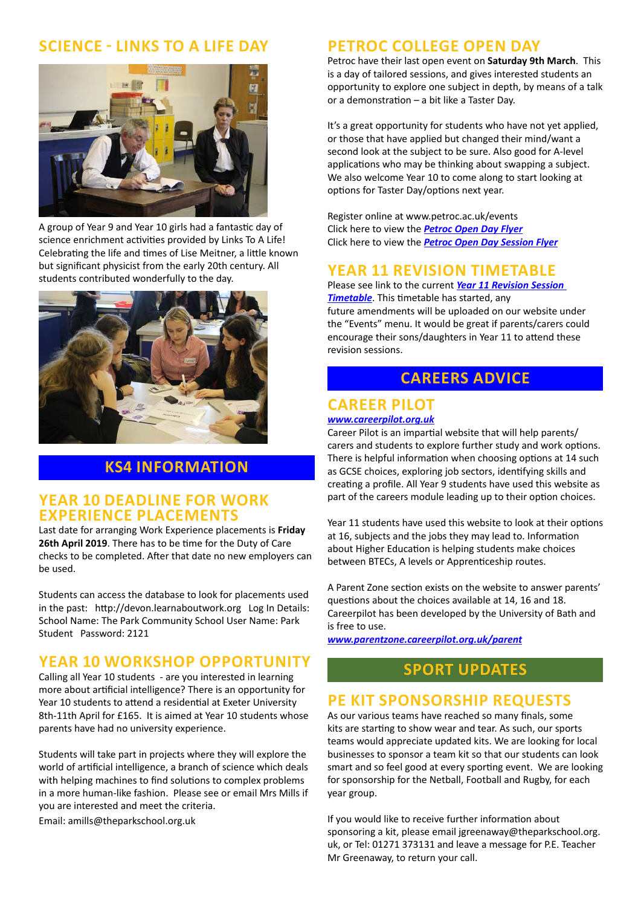## SCIENCE - LINKS TO A LIFE DAY

A group of Year 9 and Year 10 girls had a fantastic day of science enrichment activities provided by Links To A Life! Celebrating the life and times of Lise Meitner, a little known but significant physicist from the early 20th century. All students contributed wonderfully to the day.

# KS4 INFORMATION

## YEAR 10 DEADLINE FOR WORK EXPERIENCE PLACEMENTS

Last date for arranging Work Experience placements is **Friday 26th April 2019**. There has to be time for the Duty of Care checks to be completed. After that date no new employers can be used.

Students can access the database to look for placements used in the past: http://devon.learnaboutwork.org Log In Details: School Name: The Park Community School User Name: Park Student Password: 2121

## YEAR 10 WORKSHOP OPPORTUNITY

Calling all Year 10 students - are you interested in learning more about artificial intelligence? There is an opportunity for Year 10 students to attend a residential at Exeter University 8th-11th April for £165. It is aimed at Year 10 students whose parents have had no university experience.

Students will take part in projects where they will explore the world of artificial intelligence, a branch of science which deals with helping machines to find solutions to complex problems in a more human-like fashion. Please see or email Mrs Mills if you are interested and meet the criteria.

Email: amills@theparkschool.org.uk

## PETROC COLLEGE OPEN DAY

Petroc have their last open event on **Saturday 9th March**. This is a day of tailored sessions, and gives interested students an opportunity to explore one subject in depth, by means of a talk or a demonstration – a bit like a Taster Day.

It's a great opportunity for students who have not yet applied, or those that have applied but changed their mind/want a second look at the subject to be sure. Also good for A-level applications who may be thinking about swapping a subject. We also welcome Year 10 to come along to start looking at options for Taster Day/options next year.

Register online at www.petroc.ac.uk/events  
Click here to view the ***Petroc Open Day Flyer***  
Click here to view the ***Petroc Open Day Session Flyer***

## YEAR 11 REVISION TIMETABLE

Please see link to the current ***Year 11 Revision Session Timetable***. This timetable has started, any future amendments will be uploaded on our website under the "Events" menu. It would be great if parents/carers could encourage their sons/daughters in Year 11 to attend these revision sessions.

# CAREERS ADVICE

## CAREER PILOT

***www.careerpilot.org.uk***

Career Pilot is an impartial website that will help parents/ carers and students to explore further study and work options. There is helpful information when choosing options at 14 such as GCSE choices, exploring job sectors, identifying skills and creating a profile. All Year 9 students have used this website as part of the careers module leading up to their option choices.

Year 11 students have used this website to look at their options at 16, subjects and the jobs they may lead to. Information about Higher Education is helping students make choices between BTECs, A levels or Apprenticeship routes.

A Parent Zone section exists on the website to answer parents' questions about the choices available at 14, 16 and 18. Careerpilot has been developed by the University of Bath and is free to use.

***www.parentzone.careerpilot.org.uk/parent***

# SPORT UPDATES

## PE KIT SPONSORSHIP REQUESTS

As our various teams have reached so many finals, some kits are starting to show wear and tear. As such, our sports teams would appreciate updated kits. We are looking for local businesses to sponsor a team kit so that our students can look smart and so feel good at every sporting event. We are looking for sponsorship for the Netball, Football and Rugby, for each year group.

If you would like to receive further information about sponsoring a kit, please email jgreenaway@theparkschool.org.uk, or Tel: 01271 373131 and leave a message for P.E. Teacher Mr Greenaway, to return your call.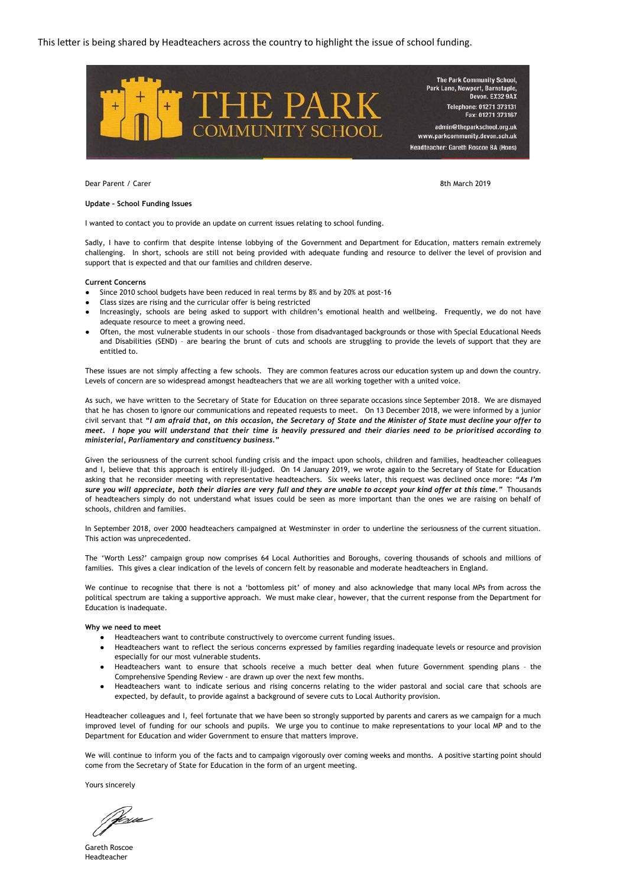This letter is being shared by Headteachers across the country to highlight the issue of school funding.

# THE PARK COMMUNITY SCHOOL

The Park Community School,
Park Lane, Newport, Barnstaple,
Devon. EX32 9AX
Telephone: 01271 373131
Fax: 01271 373167
admin@theparkschool.org.uk
www.parkcommunity.devon.sch.uk
Headteacher: Gareth Roscoe BA (Hons)

Dear Parent / Carer

8th March 2019

**Update – School Funding Issues**

I wanted to contact you to provide an update on current issues relating to school funding.

Sadly, I have to confirm that despite intense lobbying of the Government and Department for Education, matters remain extremely challenging. In short, schools are still not being provided with adequate funding and resource to deliver the level of provision and support that is expected and that our families and children deserve.

**Current Concerns**

- Since 2010 school budgets have been reduced in real terms by 8% and by 20% at post-16
- Class sizes are rising and the curricular offer is being restricted
- Increasingly, schools are being asked to support with children's emotional health and wellbeing. Frequently, we do not have adequate resource to meet a growing need.
- Often, the most vulnerable students in our schools – those from disadvantaged backgrounds or those with Special Educational Needs and Disabilities (SEND) – are bearing the brunt of cuts and schools are struggling to provide the levels of support that they are entitled to.

These issues are not simply affecting a few schools. They are common features across our education system up and down the country. Levels of concern are so widespread amongst headteachers that we are all working together with a united voice.

As such, we have written to the Secretary of State for Education on three separate occasions since September 2018. We are dismayed that he has chosen to ignore our communications and repeated requests to meet. On 13 December 2018, we were informed by a junior civil servant that ***"I am afraid that, on this occasion, the Secretary of State and the Minister of State must decline your offer to meet. I hope you will understand that their time is heavily pressured and their diaries need to be prioritised according to ministerial, Parliamentary and constituency business."***

Given the seriousness of the current school funding crisis and the impact upon schools, children and families, headteacher colleagues and I, believe that this approach is entirely ill-judged. On 14 January 2019, we wrote again to the Secretary of State for Education asking that he reconsider meeting with representative headteachers. Six weeks later, this request was declined once more: ***"As I'm sure you will appreciate, both their diaries are very full and they are unable to accept your kind offer at this time."*** Thousands of headteachers simply do not understand what issues could be seen as more important than the ones we are raising on behalf of schools, children and families.

In September 2018, over 2000 headteachers campaigned at Westminster in order to underline the seriousness of the current situation. This action was unprecedented.

The 'Worth Less?' campaign group now comprises 64 Local Authorities and Boroughs, covering thousands of schools and millions of families. This gives a clear indication of the levels of concern felt by reasonable and moderate headteachers in England.

We continue to recognise that there is not a 'bottomless pit' of money and also acknowledge that many local MPs from across the political spectrum are taking a supportive approach. We must make clear, however, that the current response from the Department for Education is inadequate.

**Why we need to meet**

- Headteachers want to contribute constructively to overcome current funding issues.
- Headteachers want to reflect the serious concerns expressed by families regarding inadequate levels or resource and provision especially for our most vulnerable students.
- Headteachers want to ensure that schools receive a much better deal when future Government spending plans – the Comprehensive Spending Review - are drawn up over the next few months.
- Headteachers want to indicate serious and rising concerns relating to the wider pastoral and social care that schools are expected, by default, to provide against a background of severe cuts to Local Authority provision.

Headteacher colleagues and I, feel fortunate that we have been so strongly supported by parents and carers as we campaign for a much improved level of funding for our schools and pupils. We urge you to continue to make representations to your local MP and to the Department for Education and wider Government to ensure that matters improve.

We will continue to inform you of the facts and to campaign vigorously over coming weeks and months. A positive starting point should come from the Secretary of State for Education in the form of an urgent meeting.

Yours sincerely

Gareth Roscoe
Headteacher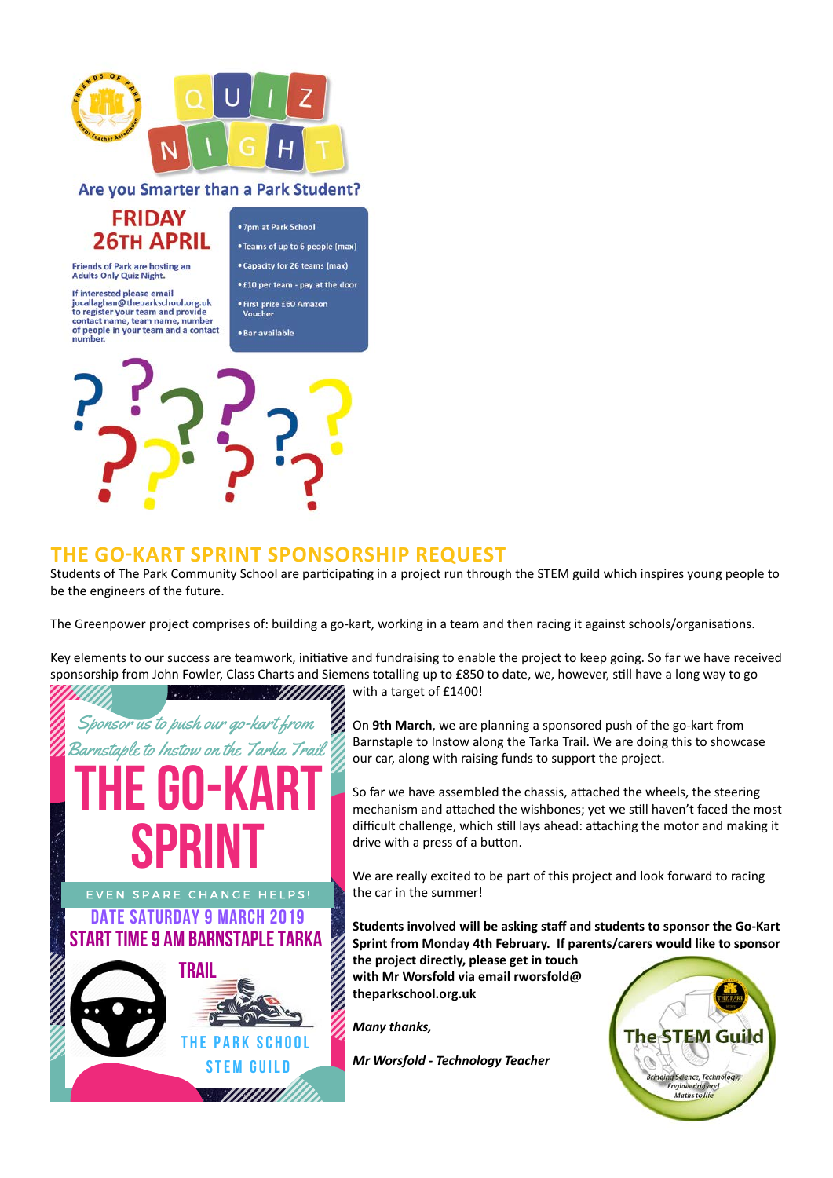# QUIZ NIGHT

Are you Smarter than a Park Student?

**FRIDAY 26TH APRIL**

Friends of Park are hosting an Adults Only Quiz Night.

If interested please email jocallaghan@theparkschool.org.uk to register your team and provide contact name, team name, number of people in your team and a contact number.

- 7pm at Park School
- Teams of up to 6 people (max)
- Capacity for 26 teams (max)
- £10 per team - pay at the door
- First prize £60 Amazon Voucher
- Bar available

## THE GO-KART SPRINT SPONSORSHIP REQUEST

Students of The Park Community School are participating in a project run through the STEM guild which inspires young people to be the engineers of the future.

The Greenpower project comprises of: building a go-kart, working in a team and then racing it against schools/organisations.

Key elements to our success are teamwork, initiative and fundraising to enable the project to keep going. So far we have received sponsorship from John Fowler, Class Charts and Siemens totalling up to £850 to date, we, however, still have a long way to go with a target of £1400!

*Sponsor us to push our go-kart from Barnstaple to Instow on the Tarka Trail*

**THE GO-KART SPRINT**

EVEN SPARE CHANGE HELPS!

DATE SATURDAY 9 MARCH 2019

START TIME 9 AM BARNSTAPLE TARKA TRAIL

THE PARK SCHOOL STEM GUILD

On **9th March**, we are planning a sponsored push of the go-kart from Barnstaple to Instow along the Tarka Trail. We are doing this to showcase our car, along with raising funds to support the project.

So far we have assembled the chassis, attached the wheels, the steering mechanism and attached the wishbones; yet we still haven't faced the most difficult challenge, which still lays ahead: attaching the motor and making it drive with a press of a button.

We are really excited to be part of this project and look forward to racing the car in the summer!

**Students involved will be asking staff and students to sponsor the Go-Kart Sprint from Monday 4th February. If parents/carers would like to sponsor the project directly, please get in touch with Mr Worsfold via email rworsfold@theparkschool.org.uk**

***Many thanks,***

***Mr Worsfold - Technology Teacher***

The STEM Guild

*Bringing Science, Technology, Engineering and Maths to life*